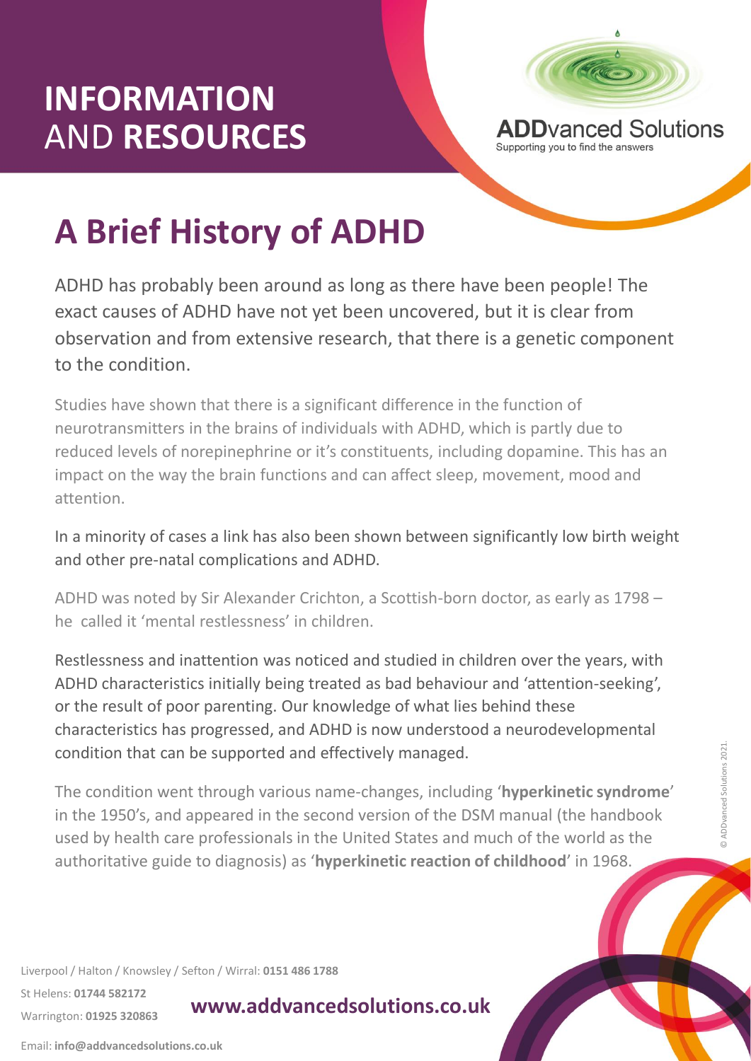# INFORMATION AND RESOURCES

**ADD**vanced Solutions
Supporting you to find the answers

## A Brief History of ADHD

ADHD has probably been around as long as there have been people! The exact causes of ADHD have not yet been uncovered, but it is clear from observation and from extensive research, that there is a genetic component to the condition.

Studies have shown that there is a significant difference in the function of neurotransmitters in the brains of individuals with ADHD, which is partly due to reduced levels of norepinephrine or it's constituents, including dopamine. This has an impact on the way the brain functions and can affect sleep, movement, mood and attention.

In a minority of cases a link has also been shown between significantly low birth weight and other pre-natal complications and ADHD.

ADHD was noted by Sir Alexander Crichton, a Scottish-born doctor, as early as 1798 – he called it 'mental restlessness' in children.

Restlessness and inattention was noticed and studied in children over the years, with ADHD characteristics initially being treated as bad behaviour and 'attention-seeking', or the result of poor parenting. Our knowledge of what lies behind these characteristics has progressed, and ADHD is now understood a neurodevelopmental condition that can be supported and effectively managed.

The condition went through various name-changes, including '**hyperkinetic syndrome**' in the 1950's, and appeared in the second version of the DSM manual (the handbook used by health care professionals in the United States and much of the world as the authoritative guide to diagnosis) as '**hyperkinetic reaction of childhood**' in 1968.

© ADDvanced Solutions 2021.

Liverpool / Halton / Knowsley / Sefton / Wirral: **0151 486 1788**

St Helens: **01744 582172**

Warrington: **01925 320863**

**www.addvancedsolutions.co.uk**

Email: **info@addvancedsolutions.co.uk**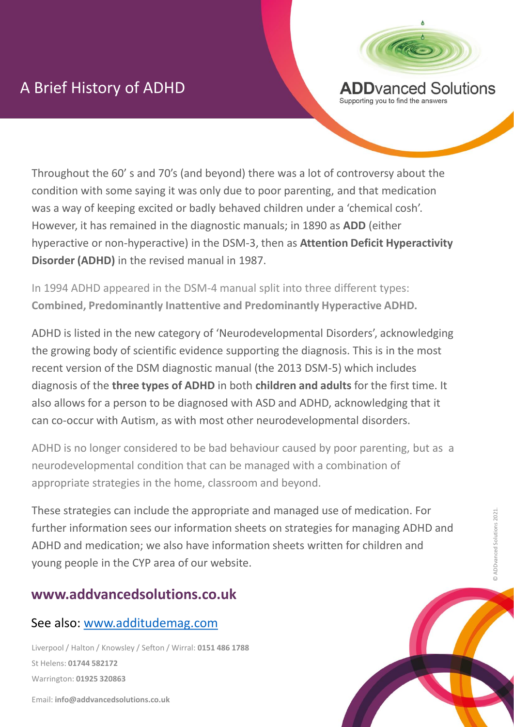# A Brief History of ADHD

**ADD**vanced Solutions

Supporting you to find the answers

Throughout the 60' s and 70's (and beyond) there was a lot of controversy about the condition with some saying it was only due to poor parenting, and that medication was a way of keeping excited or badly behaved children under a 'chemical cosh'. However, it has remained in the diagnostic manuals; in 1890 as **ADD** (either hyperactive or non-hyperactive) in the DSM-3, then as **Attention Deficit Hyperactivity Disorder (ADHD)** in the revised manual in 1987.

In 1994 ADHD appeared in the DSM-4 manual split into three different types: **Combined, Predominantly Inattentive and Predominantly Hyperactive ADHD.**

ADHD is listed in the new category of 'Neurodevelopmental Disorders', acknowledging the growing body of scientific evidence supporting the diagnosis. This is in the most recent version of the DSM diagnostic manual (the 2013 DSM-5) which includes diagnosis of the **three types of ADHD** in both **children and adults** for the first time. It also allows for a person to be diagnosed with ASD and ADHD, acknowledging that it can co-occur with Autism, as with most other neurodevelopmental disorders.

ADHD is no longer considered to be bad behaviour caused by poor parenting, but as a neurodevelopmental condition that can be managed with a combination of appropriate strategies in the home, classroom and beyond.

These strategies can include the appropriate and managed use of medication. For further information sees our information sheets on strategies for managing ADHD and ADHD and medication; we also have information sheets written for children and young people in the CYP area of our website.

## www.addvancedsolutions.co.uk

See also: [www.additudemag.com](http://www.additudemag.com)

Liverpool / Halton / Knowsley / Sefton / Wirral: **0151 486 1788**

St Helens: **01744 582172**

Warrington: **01925 320863**

Email: **info@addvancedsolutions.co.uk**

© ADDvanced Solutions 2021.